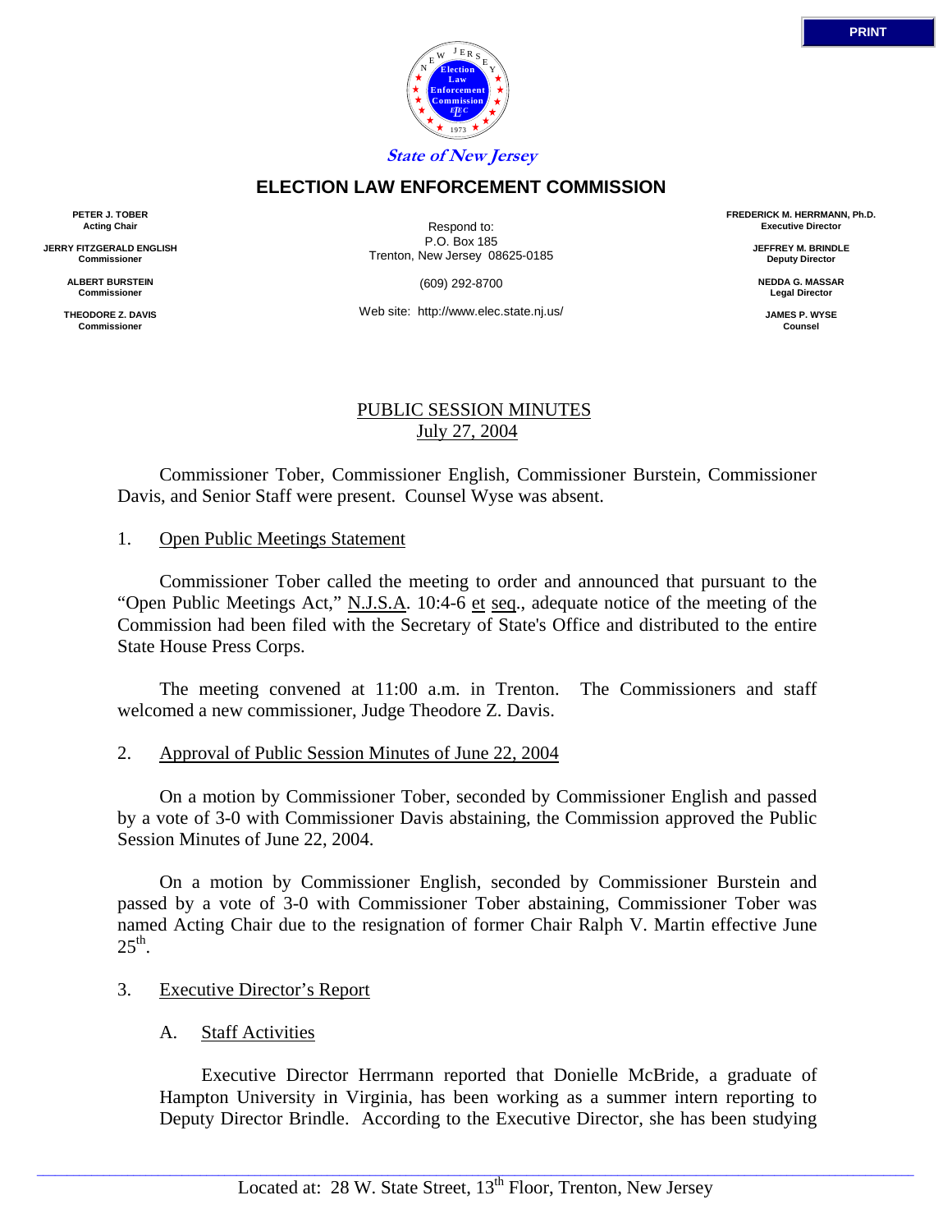State of New Jersey

# ELECTION LAW ENFORCEMENT COMMISSION

**PETER J. TOBER**
**Acting Chair**

**JERRY FITZGERALD ENGLISH**
**Commissioner**

**ALBERT BURSTEIN**
**Commissioner**

**THEODORE Z. DAVIS**
**Commissioner**

Respond to:
P.O. Box 185
Trenton, New Jersey 08625-0185

(609) 292-8700

Web site: http://www.elec.state.nj.us/

**FREDERICK M. HERRMANN, Ph.D.**
**Executive Director**

**JEFFREY M. BRINDLE**
**Deputy Director**

**NEDDA G. MASSAR**
**Legal Director**

**JAMES P. WYSE**
**Counsel**

## PUBLIC SESSION MINUTES
## July 27, 2004

Commissioner Tober, Commissioner English, Commissioner Burstein, Commissioner Davis, and Senior Staff were present. Counsel Wyse was absent.

1. Open Public Meetings Statement

Commissioner Tober called the meeting to order and announced that pursuant to the "Open Public Meetings Act," N.J.S.A. 10:4-6 et seq., adequate notice of the meeting of the Commission had been filed with the Secretary of State's Office and distributed to the entire State House Press Corps.

The meeting convened at 11:00 a.m. in Trenton. The Commissioners and staff welcomed a new commissioner, Judge Theodore Z. Davis.

2. Approval of Public Session Minutes of June 22, 2004

On a motion by Commissioner Tober, seconded by Commissioner English and passed by a vote of 3-0 with Commissioner Davis abstaining, the Commission approved the Public Session Minutes of June 22, 2004.

On a motion by Commissioner English, seconded by Commissioner Burstein and passed by a vote of 3-0 with Commissioner Tober abstaining, Commissioner Tober was named Acting Chair due to the resignation of former Chair Ralph V. Martin effective June 25th.

3. Executive Director's Report

A. Staff Activities

Executive Director Herrmann reported that Donielle McBride, a graduate of Hampton University in Virginia, has been working as a summer intern reporting to Deputy Director Brindle. According to the Executive Director, she has been studying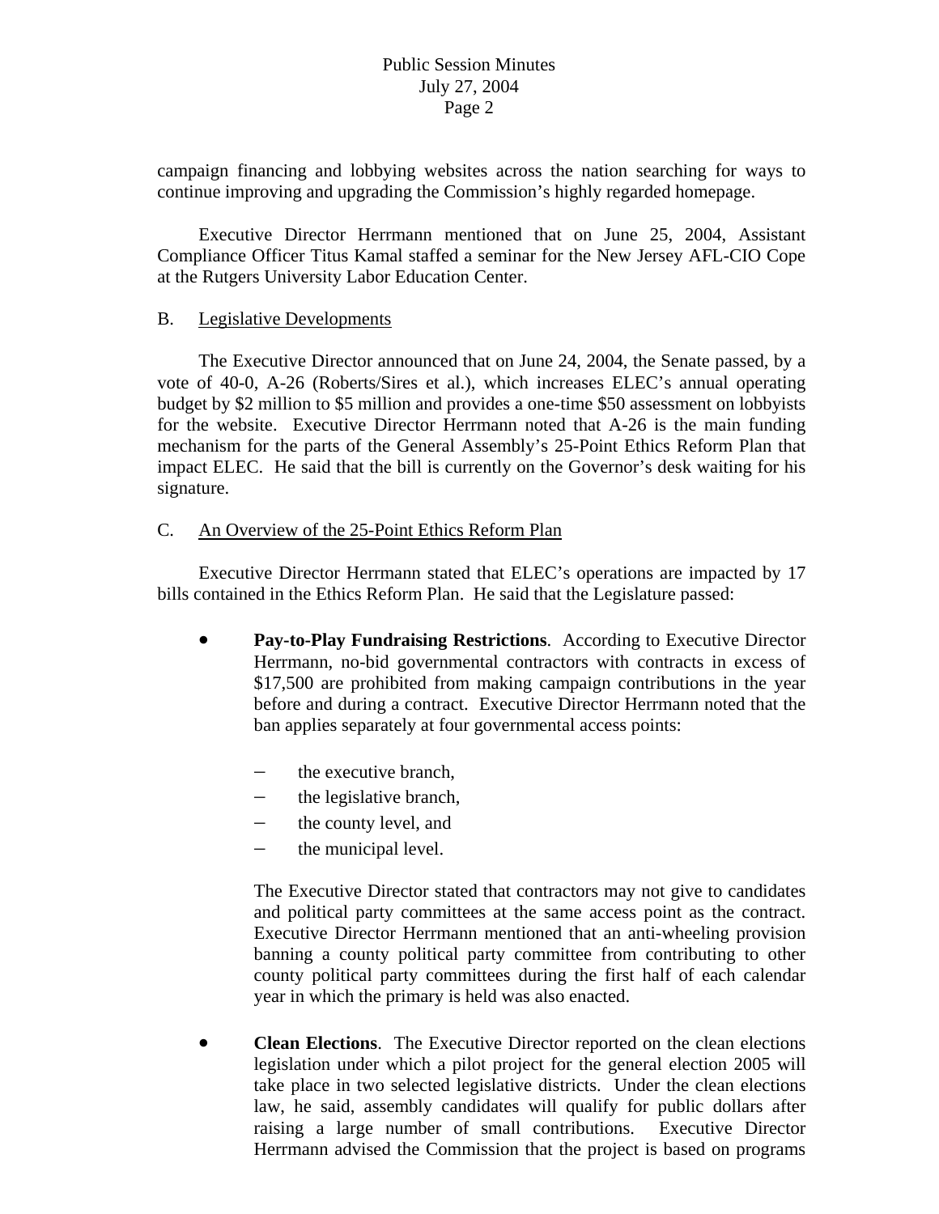campaign financing and lobbying websites across the nation searching for ways to continue improving and upgrading the Commission's highly regarded homepage.

Executive Director Herrmann mentioned that on June 25, 2004, Assistant Compliance Officer Titus Kamal staffed a seminar for the New Jersey AFL-CIO Cope at the Rutgers University Labor Education Center.

B. Legislative Developments

The Executive Director announced that on June 24, 2004, the Senate passed, by a vote of 40-0, A-26 (Roberts/Sires et al.), which increases ELEC's annual operating budget by $2 million to $5 million and provides a one-time $50 assessment on lobbyists for the website. Executive Director Herrmann noted that A-26 is the main funding mechanism for the parts of the General Assembly's 25-Point Ethics Reform Plan that impact ELEC. He said that the bill is currently on the Governor's desk waiting for his signature.

C. An Overview of the 25-Point Ethics Reform Plan

Executive Director Herrmann stated that ELEC's operations are impacted by 17 bills contained in the Ethics Reform Plan. He said that the Legislature passed:

- **Pay-to-Play Fundraising Restrictions**. According to Executive Director Herrmann, no-bid governmental contractors with contracts in excess of $17,500 are prohibited from making campaign contributions in the year before and during a contract. Executive Director Herrmann noted that the ban applies separately at four governmental access points:

  - the executive branch,
  - the legislative branch,
  - the county level, and
  - the municipal level.

  The Executive Director stated that contractors may not give to candidates and political party committees at the same access point as the contract. Executive Director Herrmann mentioned that an anti-wheeling provision banning a county political party committee from contributing to other county political party committees during the first half of each calendar year in which the primary is held was also enacted.

- **Clean Elections**. The Executive Director reported on the clean elections legislation under which a pilot project for the general election 2005 will take place in two selected legislative districts. Under the clean elections law, he said, assembly candidates will qualify for public dollars after raising a large number of small contributions. Executive Director Herrmann advised the Commission that the project is based on programs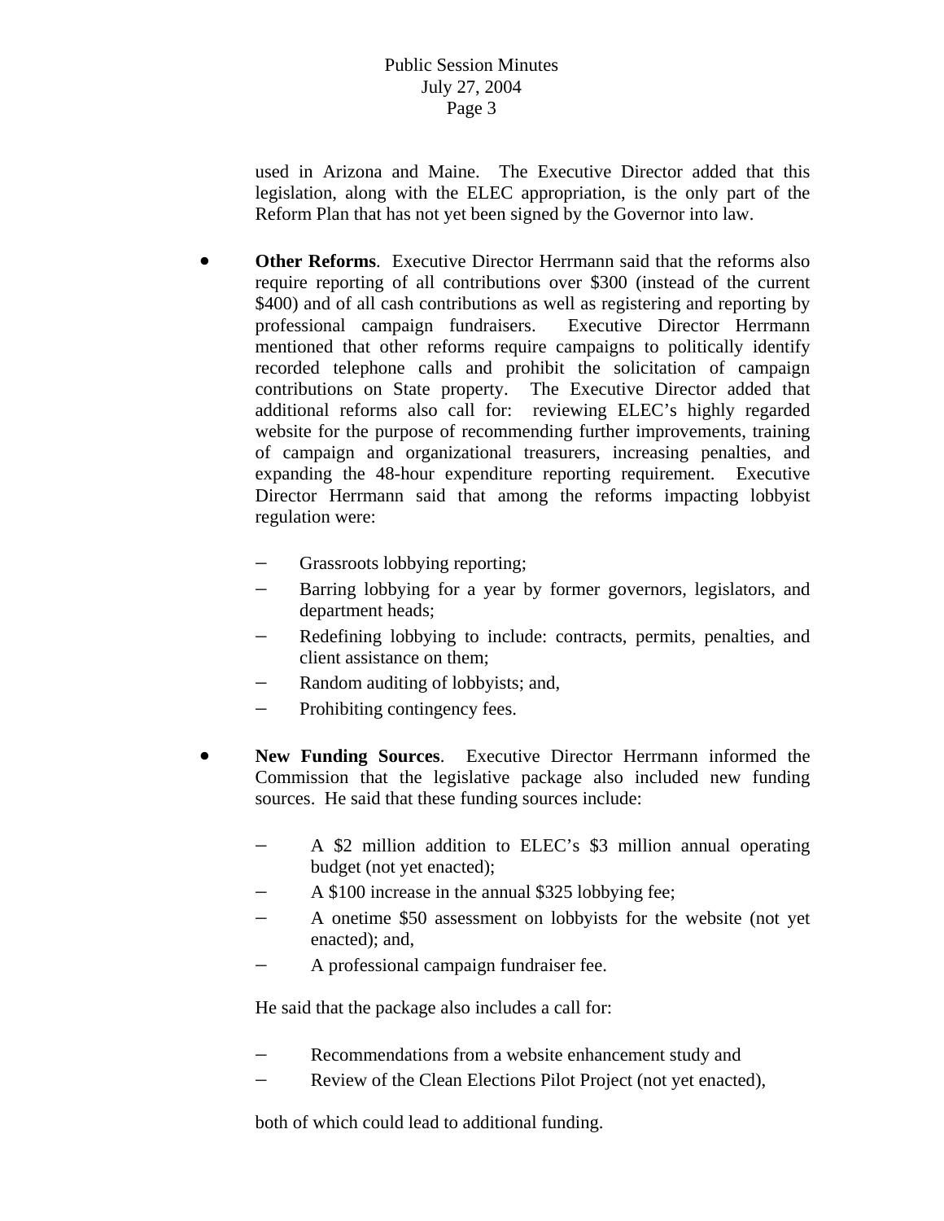used in Arizona and Maine. The Executive Director added that this legislation, along with the ELEC appropriation, is the only part of the Reform Plan that has not yet been signed by the Governor into law.

- **Other Reforms**. Executive Director Herrmann said that the reforms also require reporting of all contributions over $300 (instead of the current $400) and of all cash contributions as well as registering and reporting by professional campaign fundraisers. Executive Director Herrmann mentioned that other reforms require campaigns to politically identify recorded telephone calls and prohibit the solicitation of campaign contributions on State property. The Executive Director added that additional reforms also call for: reviewing ELEC's highly regarded website for the purpose of recommending further improvements, training of campaign and organizational treasurers, increasing penalties, and expanding the 48-hour expenditure reporting requirement. Executive Director Herrmann said that among the reforms impacting lobbyist regulation were:

  - Grassroots lobbying reporting;
  - Barring lobbying for a year by former governors, legislators, and department heads;
  - Redefining lobbying to include: contracts, permits, penalties, and client assistance on them;
  - Random auditing of lobbyists; and,
  - Prohibiting contingency fees.

- **New Funding Sources**. Executive Director Herrmann informed the Commission that the legislative package also included new funding sources. He said that these funding sources include:

  - A $2 million addition to ELEC's $3 million annual operating budget (not yet enacted);
  - A $100 increase in the annual $325 lobbying fee;
  - A onetime $50 assessment on lobbyists for the website (not yet enacted); and,
  - A professional campaign fundraiser fee.

  He said that the package also includes a call for:

  - Recommendations from a website enhancement study and
  - Review of the Clean Elections Pilot Project (not yet enacted),

  both of which could lead to additional funding.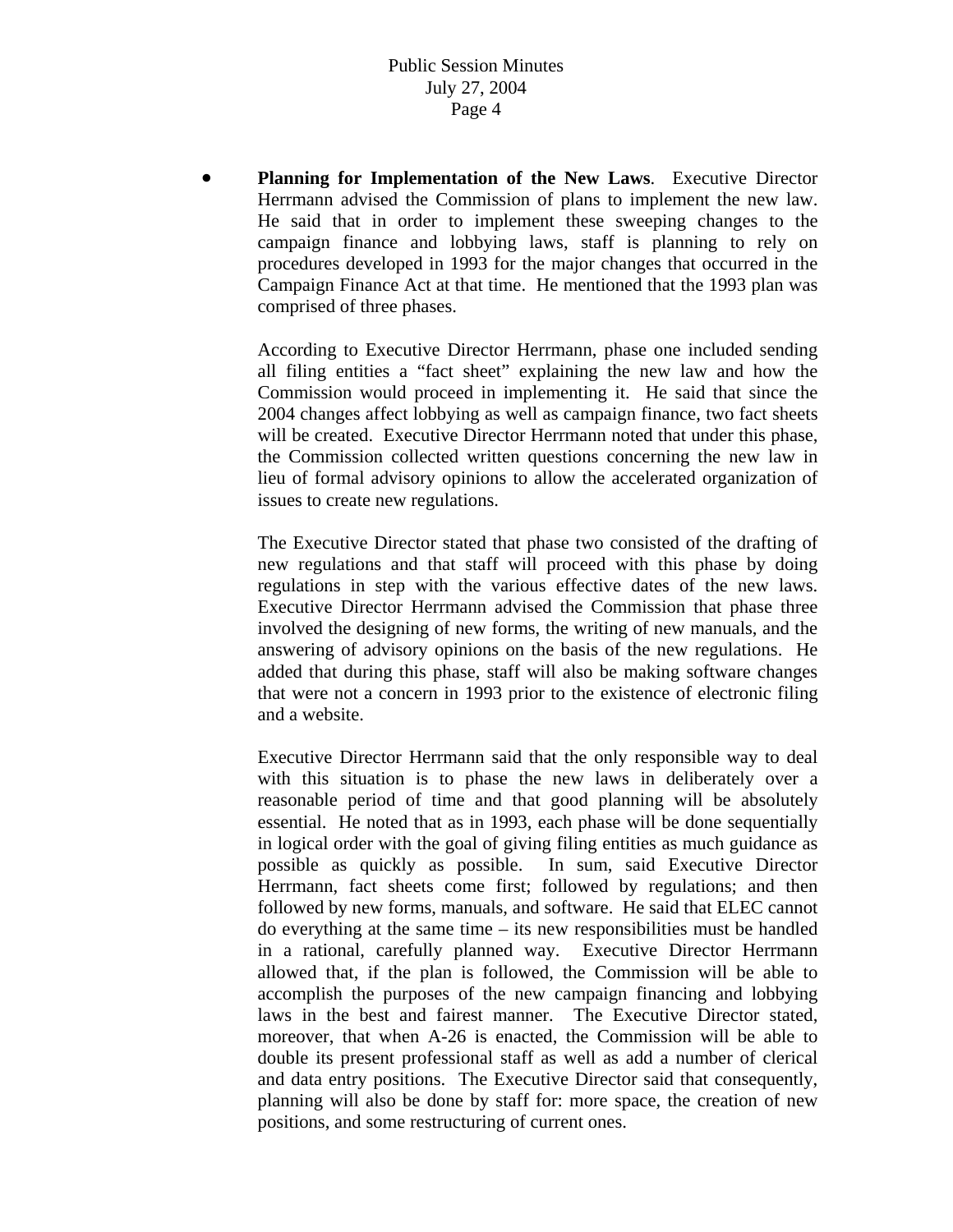- **Planning for Implementation of the New Laws**. Executive Director Herrmann advised the Commission of plans to implement the new law. He said that in order to implement these sweeping changes to the campaign finance and lobbying laws, staff is planning to rely on procedures developed in 1993 for the major changes that occurred in the Campaign Finance Act at that time. He mentioned that the 1993 plan was comprised of three phases.

  According to Executive Director Herrmann, phase one included sending all filing entities a "fact sheet" explaining the new law and how the Commission would proceed in implementing it. He said that since the 2004 changes affect lobbying as well as campaign finance, two fact sheets will be created. Executive Director Herrmann noted that under this phase, the Commission collected written questions concerning the new law in lieu of formal advisory opinions to allow the accelerated organization of issues to create new regulations.

  The Executive Director stated that phase two consisted of the drafting of new regulations and that staff will proceed with this phase by doing regulations in step with the various effective dates of the new laws. Executive Director Herrmann advised the Commission that phase three involved the designing of new forms, the writing of new manuals, and the answering of advisory opinions on the basis of the new regulations. He added that during this phase, staff will also be making software changes that were not a concern in 1993 prior to the existence of electronic filing and a website.

  Executive Director Herrmann said that the only responsible way to deal with this situation is to phase the new laws in deliberately over a reasonable period of time and that good planning will be absolutely essential. He noted that as in 1993, each phase will be done sequentially in logical order with the goal of giving filing entities as much guidance as possible as quickly as possible. In sum, said Executive Director Herrmann, fact sheets come first; followed by regulations; and then followed by new forms, manuals, and software. He said that ELEC cannot do everything at the same time – its new responsibilities must be handled in a rational, carefully planned way. Executive Director Herrmann allowed that, if the plan is followed, the Commission will be able to accomplish the purposes of the new campaign financing and lobbying laws in the best and fairest manner. The Executive Director stated, moreover, that when A-26 is enacted, the Commission will be able to double its present professional staff as well as add a number of clerical and data entry positions. The Executive Director said that consequently, planning will also be done by staff for: more space, the creation of new positions, and some restructuring of current ones.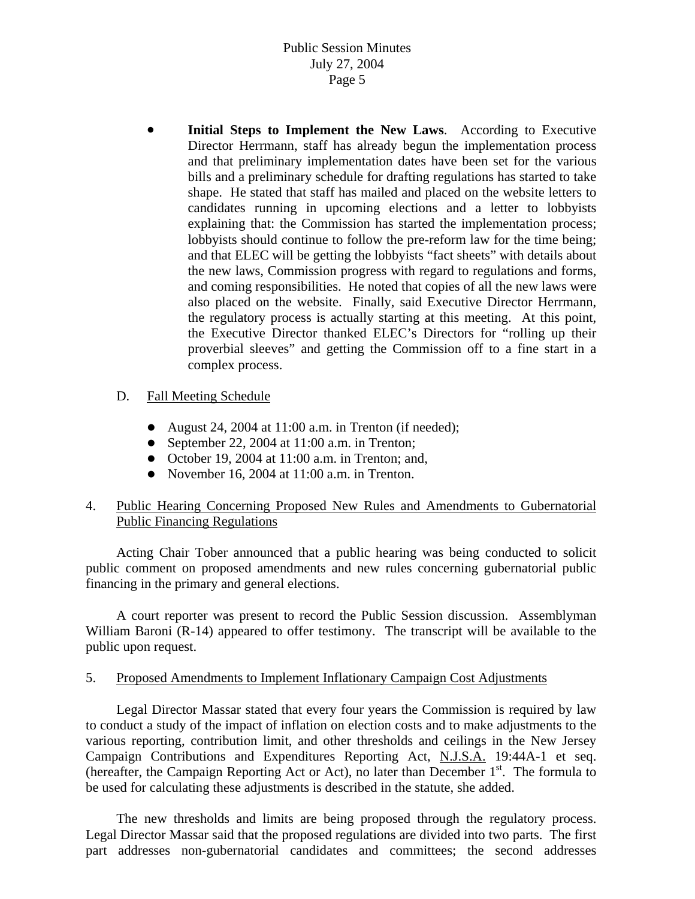- **Initial Steps to Implement the New Laws**. According to Executive Director Herrmann, staff has already begun the implementation process and that preliminary implementation dates have been set for the various bills and a preliminary schedule for drafting regulations has started to take shape. He stated that staff has mailed and placed on the website letters to candidates running in upcoming elections and a letter to lobbyists explaining that: the Commission has started the implementation process; lobbyists should continue to follow the pre-reform law for the time being; and that ELEC will be getting the lobbyists "fact sheets" with details about the new laws, Commission progress with regard to regulations and forms, and coming responsibilities. He noted that copies of all the new laws were also placed on the website. Finally, said Executive Director Herrmann, the regulatory process is actually starting at this meeting. At this point, the Executive Director thanked ELEC's Directors for "rolling up their proverbial sleeves" and getting the Commission off to a fine start in a complex process.

D. Fall Meeting Schedule

- August 24, 2004 at 11:00 a.m. in Trenton (if needed);
- September 22, 2004 at 11:00 a.m. in Trenton;
- October 19, 2004 at 11:00 a.m. in Trenton; and,
- November 16, 2004 at 11:00 a.m. in Trenton.

4. Public Hearing Concerning Proposed New Rules and Amendments to Gubernatorial Public Financing Regulations

Acting Chair Tober announced that a public hearing was being conducted to solicit public comment on proposed amendments and new rules concerning gubernatorial public financing in the primary and general elections.

A court reporter was present to record the Public Session discussion. Assemblyman William Baroni (R-14) appeared to offer testimony. The transcript will be available to the public upon request.

5. Proposed Amendments to Implement Inflationary Campaign Cost Adjustments

Legal Director Massar stated that every four years the Commission is required by law to conduct a study of the impact of inflation on election costs and to make adjustments to the various reporting, contribution limit, and other thresholds and ceilings in the New Jersey Campaign Contributions and Expenditures Reporting Act, N.J.S.A. 19:44A-1 et seq. (hereafter, the Campaign Reporting Act or Act), no later than December 1st. The formula to be used for calculating these adjustments is described in the statute, she added.

The new thresholds and limits are being proposed through the regulatory process. Legal Director Massar said that the proposed regulations are divided into two parts. The first part addresses non-gubernatorial candidates and committees; the second addresses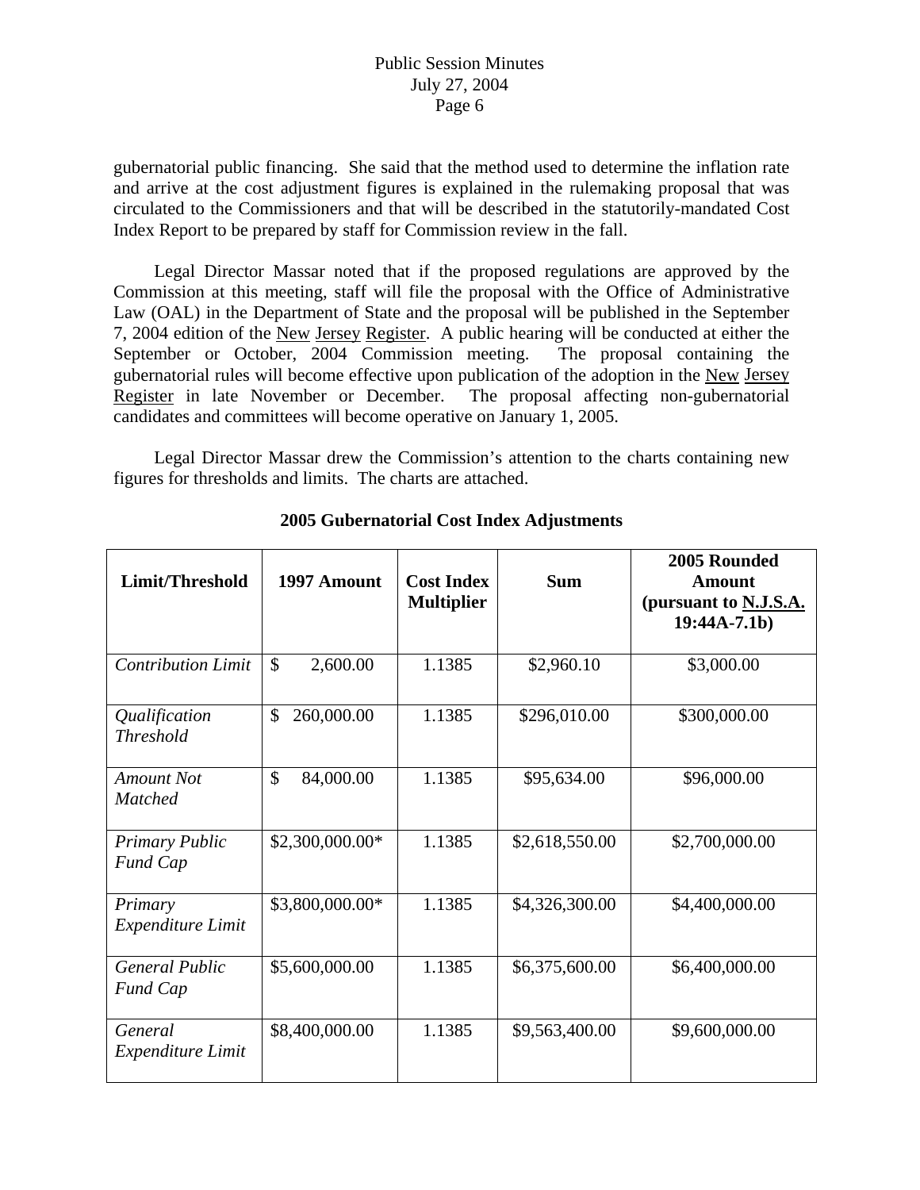gubernatorial public financing. She said that the method used to determine the inflation rate and arrive at the cost adjustment figures is explained in the rulemaking proposal that was circulated to the Commissioners and that will be described in the statutorily-mandated Cost Index Report to be prepared by staff for Commission review in the fall.

Legal Director Massar noted that if the proposed regulations are approved by the Commission at this meeting, staff will file the proposal with the Office of Administrative Law (OAL) in the Department of State and the proposal will be published in the September 7, 2004 edition of the New Jersey Register. A public hearing will be conducted at either the September or October, 2004 Commission meeting. The proposal containing the gubernatorial rules will become effective upon publication of the adoption in the New Jersey Register in late November or December. The proposal affecting non-gubernatorial candidates and committees will become operative on January 1, 2005.

Legal Director Massar drew the Commission's attention to the charts containing new figures for thresholds and limits. The charts are attached.

**2005 Gubernatorial Cost Index Adjustments**

| Limit/Threshold | 1997 Amount | Cost Index Multiplier | Sum | 2005 Rounded Amount (pursuant to N.J.S.A. 19:44A-7.1b) |
|---|---|---|---|---|
| *Contribution Limit* | $ 2,600.00 | 1.1385 | $2,960.10 | $3,000.00 |
| *Qualification Threshold* | $ 260,000.00 | 1.1385 | $296,010.00 | $300,000.00 |
| *Amount Not Matched* | $ 84,000.00 | 1.1385 | $95,634.00 | $96,000.00 |
| *Primary Public Fund Cap* | $2,300,000.00* | 1.1385 | $2,618,550.00 | $2,700,000.00 |
| *Primary Expenditure Limit* | $3,800,000.00* | 1.1385 | $4,326,300.00 | $4,400,000.00 |
| *General Public Fund Cap* | $5,600,000.00 | 1.1385 | $6,375,600.00 | $6,400,000.00 |
| *General Expenditure Limit* | $8,400,000.00 | 1.1385 | $9,563,400.00 | $9,600,000.00 |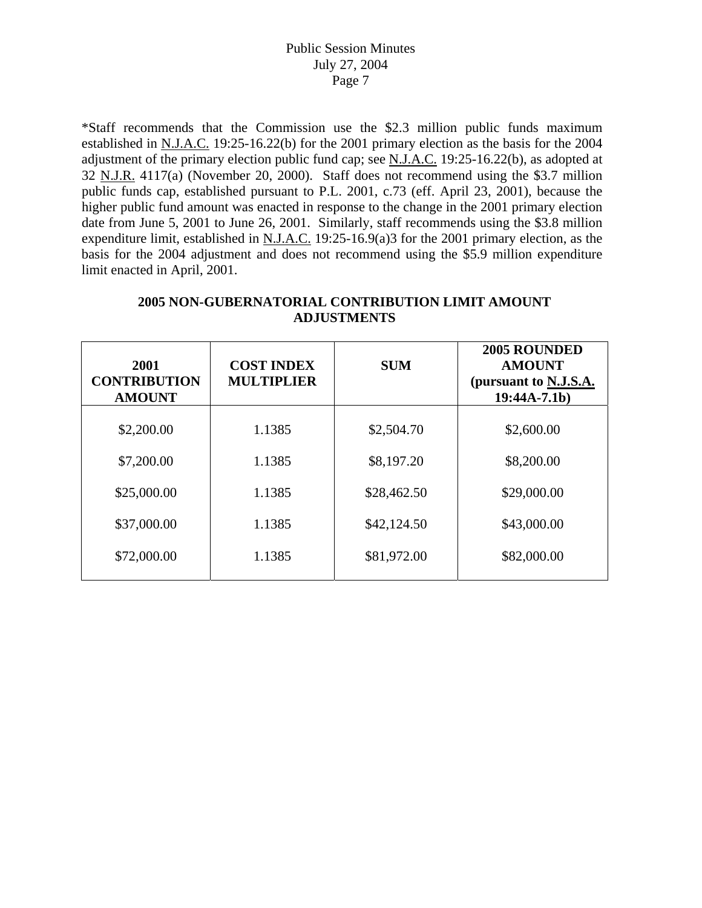*Staff recommends that the Commission use the $2.3 million public funds maximum established in N.J.A.C. 19:25-16.22(b) for the 2001 primary election as the basis for the 2004 adjustment of the primary election public fund cap; see N.J.A.C. 19:25-16.22(b), as adopted at 32 N.J.R. 4117(a) (November 20, 2000). Staff does not recommend using the $3.7 million public funds cap, established pursuant to P.L. 2001, c.73 (eff. April 23, 2001), because the higher public fund amount was enacted in response to the change in the 2001 primary election date from June 5, 2001 to June 26, 2001. Similarly, staff recommends using the $3.8 million expenditure limit, established in N.J.A.C. 19:25-16.9(a)3 for the 2001 primary election, as the basis for the 2004 adjustment and does not recommend using the $5.9 million expenditure limit enacted in April, 2001.

**2005 NON-GUBERNATORIAL CONTRIBUTION LIMIT AMOUNT ADJUSTMENTS**

| 2001 CONTRIBUTION AMOUNT | COST INDEX MULTIPLIER | SUM | 2005 ROUNDED AMOUNT (pursuant to N.J.S.A. 19:44A-7.1b) |
|---|---|---|---|
| $2,200.00 | 1.1385 | $2,504.70 | $2,600.00 |
| $7,200.00 | 1.1385 | $8,197.20 | $8,200.00 |
| $25,000.00 | 1.1385 | $28,462.50 | $29,000.00 |
| $37,000.00 | 1.1385 | $42,124.50 | $43,000.00 |
| $72,000.00 | 1.1385 | $81,972.00 | $82,000.00 |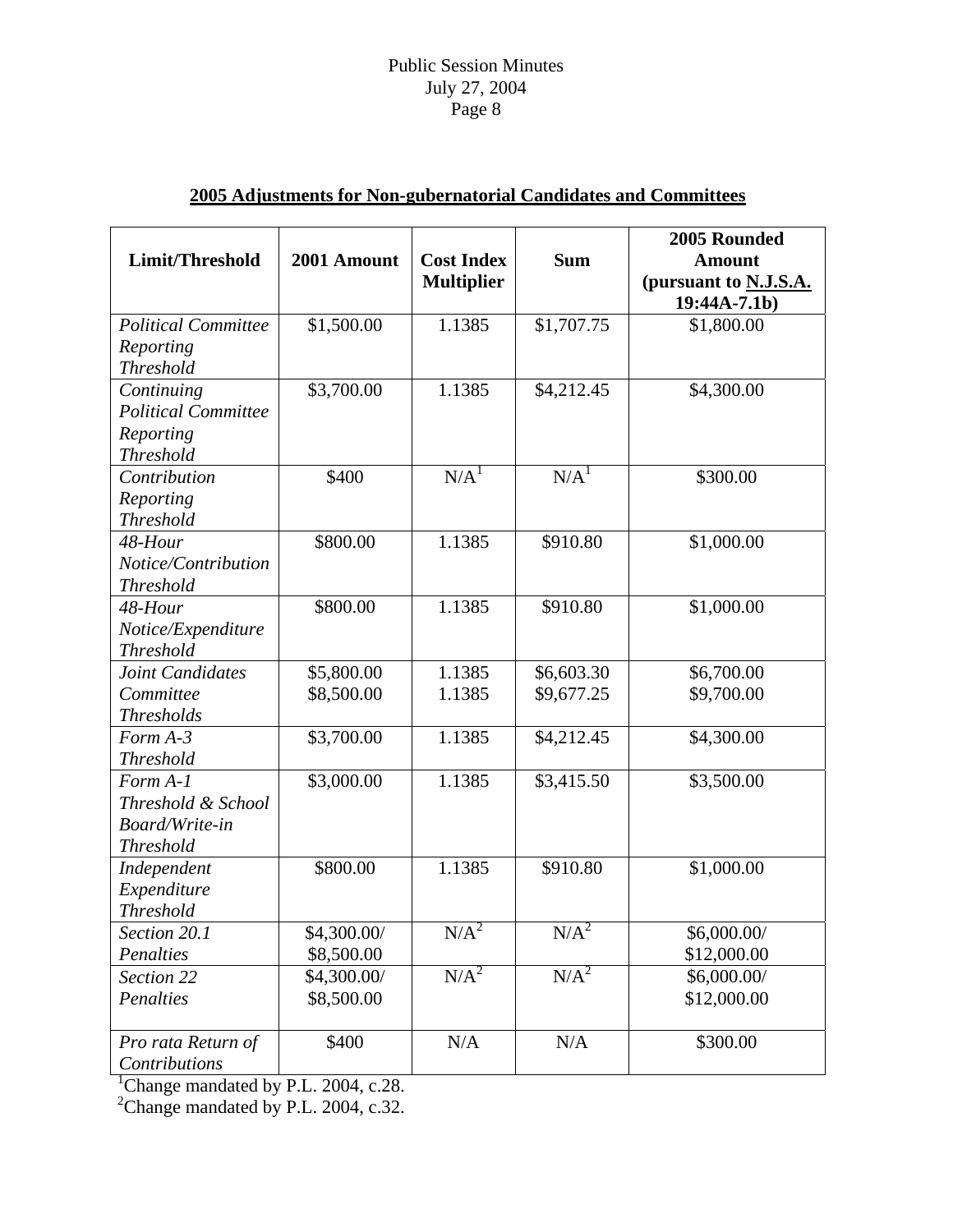## 2005 Adjustments for Non-gubernatorial Candidates and Committees

| Limit/Threshold | 2001 Amount | Cost Index Multiplier | Sum | 2005 Rounded Amount (pursuant to N.J.S.A. 19:44A-7.1b) |
|---|---|---|---|---|
| *Political Committee Reporting Threshold* | \$1,500.00 | 1.1385 | \$1,707.75 | \$1,800.00 |
| *Continuing Political Committee Reporting Threshold* | \$3,700.00 | 1.1385 | \$4,212.45 | \$4,300.00 |
| *Contribution Reporting Threshold* | \$400 | N/A[1] | N/A[1] | \$300.00 |
| *48-Hour Notice/Contribution Threshold* | \$800.00 | 1.1385 | \$910.80 | \$1,000.00 |
| *48-Hour Notice/Expenditure Threshold* | \$800.00 | 1.1385 | \$910.80 | \$1,000.00 |
| *Joint Candidates Committee Thresholds* | \$5,800.00<br>\$8,500.00 | 1.1385<br>1.1385 | \$6,603.30<br>\$9,677.25 | \$6,700.00<br>\$9,700.00 |
| *Form A-3 Threshold* | \$3,700.00 | 1.1385 | \$4,212.45 | \$4,300.00 |
| *Form A-1 Threshold & School Board/Write-in Threshold* | \$3,000.00 | 1.1385 | \$3,415.50 | \$3,500.00 |
| *Independent Expenditure Threshold* | \$800.00 | 1.1385 | \$910.80 | \$1,000.00 |
| *Section 20.1 Penalties* | \$4,300.00/<br>\$8,500.00 | N/A[2] | N/A[2] | \$6,000.00/<br>\$12,000.00 |
| *Section 22 Penalties* | \$4,300.00/<br>\$8,500.00 | N/A[2] | N/A[2] | \$6,000.00/<br>\$12,000.00 |
| *Pro rata Return of Contributions* | \$400 | N/A | N/A | \$300.00 |

[1]Change mandated by P.L. 2004, c.28.

[2]Change mandated by P.L. 2004, c.32.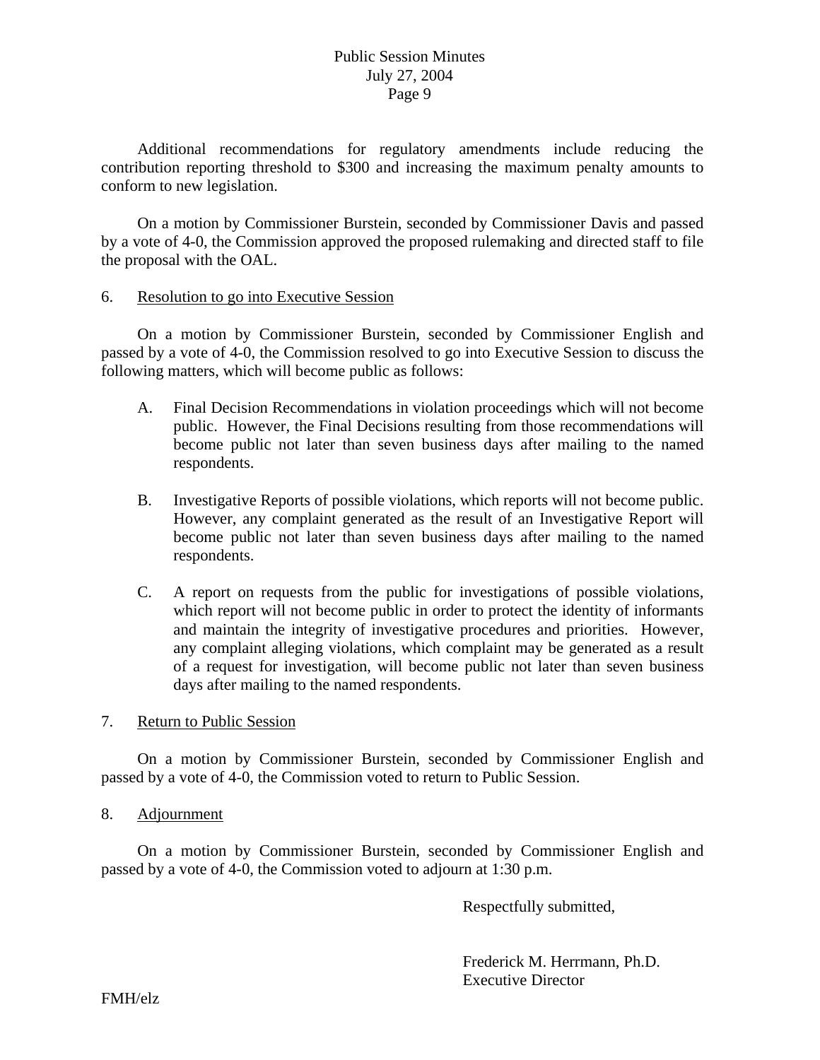Additional recommendations for regulatory amendments include reducing the contribution reporting threshold to $300 and increasing the maximum penalty amounts to conform to new legislation.

On a motion by Commissioner Burstein, seconded by Commissioner Davis and passed by a vote of 4-0, the Commission approved the proposed rulemaking and directed staff to file the proposal with the OAL.

6. <u>Resolution to go into Executive Session</u>

On a motion by Commissioner Burstein, seconded by Commissioner English and passed by a vote of 4-0, the Commission resolved to go into Executive Session to discuss the following matters, which will become public as follows:

A. Final Decision Recommendations in violation proceedings which will not become public. However, the Final Decisions resulting from those recommendations will become public not later than seven business days after mailing to the named respondents.

B. Investigative Reports of possible violations, which reports will not become public. However, any complaint generated as the result of an Investigative Report will become public not later than seven business days after mailing to the named respondents.

C. A report on requests from the public for investigations of possible violations, which report will not become public in order to protect the identity of informants and maintain the integrity of investigative procedures and priorities. However, any complaint alleging violations, which complaint may be generated as a result of a request for investigation, will become public not later than seven business days after mailing to the named respondents.

7. <u>Return to Public Session</u>

On a motion by Commissioner Burstein, seconded by Commissioner English and passed by a vote of 4-0, the Commission voted to return to Public Session.

8. <u>Adjournment</u>

On a motion by Commissioner Burstein, seconded by Commissioner English and passed by a vote of 4-0, the Commission voted to adjourn at 1:30 p.m.

Respectfully submitted,

Frederick M. Herrmann, Ph.D.
Executive Director

FMH/elz